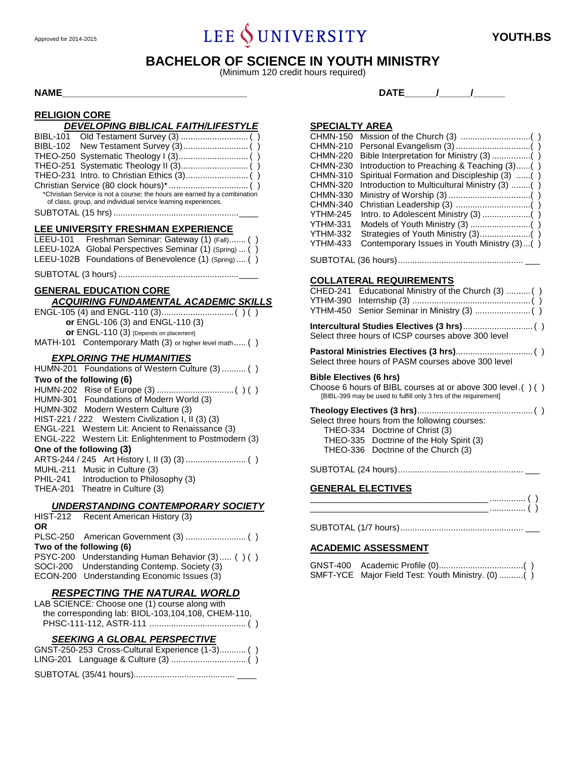Approved for 2014-2015

# LEE UNIVERSITY

**YOUTH.BS**

## BACHELOR OF SCIENCE IN YOUTH MINISTRY

(Minimum 120 credit hours required)

**NAME**___________________________________ **DATE**_____/_____/_____

### RELIGION CORE

***DEVELOPING BIBLICAL FAITH/LIFESTYLE***

BIBL-101 Old Testament Survey (3) ............................ ( )
BIBL-102 New Testament Survey (3)........................... ( )
THEO-250 Systematic Theology I (3)............................ ( )
THEO-251 Systematic Theology II (3)........................... ( )
THEO-231 Intro. to Christian Ethics (3).......................... ( )
Christian Service (80 clock hours)* ................................. ( )

*Christian Service is not a course; the hours are earned by a combination of class, group, and individual service learning experiences.

SUBTOTAL (15 hrs) .................................................____

### LEE UNIVERSITY FRESHMAN EXPERIENCE

LEEU-101 Freshman Seminar: Gateway (1) (Fall)....... ( )
LEEU-102A Global Perspectives Seminar (1) (Spring) ... ( )
LEEU-102B Foundations of Benevolence (1) (Spring) .... ( )

SUBTOTAL (3 hours) .................................................____

### GENERAL EDUCATION CORE

***ACQUIRING FUNDAMENTAL ACADEMIC SKILLS***

ENGL-105 (4) and ENGL-110 (3)............................. ( ) ( )
**or** ENGL-106 (3) and ENGL-110 (3)
**or** ENGL-110 (3) [Depends on placement]
MATH-101 Contemporary Math (3) or higher level math..... ( )

***EXPLORING THE HUMANITIES***

HUMN-201 Foundations of Western Culture (3) .......... ( )

**Two of the following (6)**

HUMN-202 Rise of Europe (3) ................................ ( ) ( )
HUMN-301 Foundations of Modern World (3)
HUMN-302 Modern Western Culture (3)
HIST-221 / 222 Western Civilization I, II (3) (3)
ENGL-221 Western Lit: Ancient to Renaissance (3)
ENGL-222 Western Lit: Enlightenment to Postmodern (3)

**One of the following (3)**

ARTS-244 / 245 Art History I, II (3) (3) ......................... ( )
MUHL-211 Music in Culture (3)
PHIL-241 Introduction to Philosophy (3)
THEA-201 Theatre in Culture (3)

***UNDERSTANDING CONTEMPORARY SOCIETY***

HIST-212 Recent American History (3)
**OR**
PLSC-250 American Government (3) ......................... ( )

**Two of the following (6)**

PSYC-200 Understanding Human Behavior (3)..... ( ) ( )
SOCI-200 Understanding Contemp. Society (3)
ECON-200 Understanding Economic Issues (3)

***RESPECTING THE NATURAL WORLD***

LAB SCIENCE: Choose one (1) course along with the corresponding lab: BIOL-103,104,108, CHEM-110, PHSC-111-112, ASTR-111 ........................................ ( )

***SEEKING A GLOBAL PERSPECTIVE***

GNST-250-253 Cross-Cultural Experience (1-3)........... ( )
LING-201 Language & Culture (3) ............................... ( )

SUBTOTAL (35/41 hours)......................................... ____

### SPECIALTY AREA

CHMN-150 Mission of the Church (3) .............................( )
CHMN-210 Personal Evangelism (3)...............................( )
CHMN-220 Bible Interpretation for Ministry (3) ................( )
CHMN-230 Introduction to Preaching & Teaching (3)......( )
CHMN-310 Spiritual Formation and Discipleship (3) ......( )
CHMN-320 Introduction to Multicultural Ministry (3) ........( )
CHMN-330 Ministry of Worship (3) ..................................( )
CHMN-340 Christian Leadership (3) ...............................( )
YTHM-245 Intro. to Adolescent Ministry (3) ....................( )
YTHM-331 Models of Youth Ministry (3) .........................( )
YTHM-332 Strategies of Youth Ministry (3).....................( )
YTHM-433 Contemporary Issues in Youth Ministry (3)...( )

SUBTOTAL (36 hours).................................................... ___

### COLLATERAL REQUIREMENTS

CHED-241 Educational Ministry of the Church (3) ..........( )
YTHM-390 Internship (3) .................................................( )
YTHM-450 Senior Seminar in Ministry (3) .......................( )

**Intercultural Studies Electives (3 hrs)**.............................( )
Select three hours of ICSP courses above 300 level

**Pastoral Ministries Electives (3 hrs)**................................( )
Select three hours of PASM courses above 300 level

**Bible Electives (6 hrs)**
Choose 6 hours of BIBL courses at or above 300 level.( ) ( )
[BIBL-399 may be used to fulfill only 3 hrs of the requirement]

**Theology Electives (3 hrs)**................................................( )
Select three hours from the following courses:
THEO-334 Doctrine of Christ (3)
THEO-335 Doctrine of the Holy Spirit (3)
THEO-336 Doctrine of the Church (3)

SUBTOTAL (24 hours).................................................... ___

### GENERAL ELECTIVES

_____________________________________ .............. ( )
_____________________________________ .............. ( )

SUBTOTAL (1/7 hours)................................................... ___

### ACADEMIC ASSESSMENT

GNST-400 Academic Profile (0)...................................( )
SMFT-YCE Major Field Test: Youth Ministry. (0) ..........( )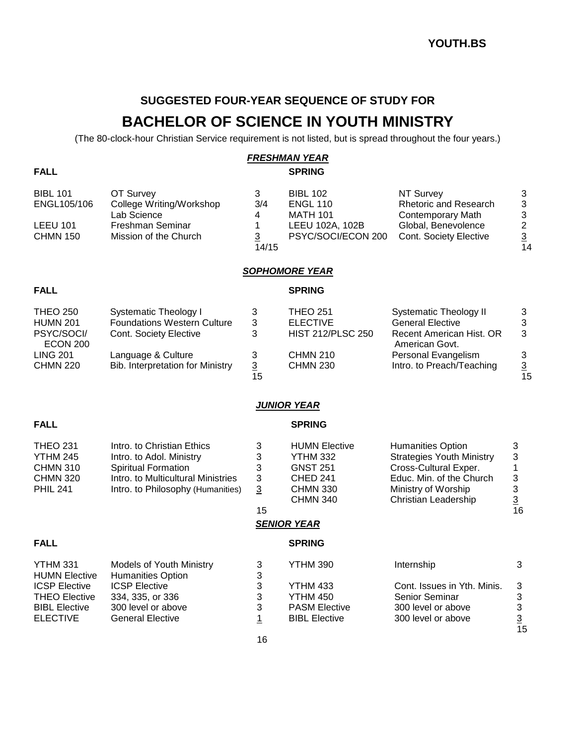**YOUTH.BS**

## SUGGESTED FOUR-YEAR SEQUENCE OF STUDY FOR

# BACHELOR OF SCIENCE IN YOUTH MINISTRY

(The 80-clock-hour Christian Service requirement is not listed, but is spread throughout the four years.)

### *FRESHMAN YEAR*

| FALL | | | SPRING | | |
|---|---|---|---|---|---|
| BIBL 101 | OT Survey | 3 | BIBL 102 | NT Survey | 3 |
| ENGL105/106 | College Writing/Workshop | 3/4 | ENGL 110 | Rhetoric and Research | 3 |
| | Lab Science | 4 | MATH 101 | Contemporary Math | 3 |
| LEEU 101 | Freshman Seminar | 1 | LEEU 102A, 102B | Global, Benevolence | 2 |
| CHMN 150 | Mission of the Church | 3 | PSYC/SOCI/ECON 200 | Cont. Society Elective | 3 |
| | | 14/15 | | | 14 |

### *SOPHOMORE YEAR*

| FALL | | | SPRING | | |
|---|---|---|---|---|---|
| THEO 250 | Systematic Theology I | 3 | THEO 251 | Systematic Theology II | 3 |
| HUMN 201 | Foundations Western Culture | 3 | ELECTIVE | General Elective | 3 |
| PSYC/SOCI/ ECON 200 | Cont. Society Elective | 3 | HIST 212/PLSC 250 | Recent American Hist. OR American Govt. | 3 |
| LING 201 | Language & Culture | 3 | CHMN 210 | Personal Evangelism | 3 |
| CHMN 220 | Bib. Interpretation for Ministry | 3 | CHMN 230 | Intro. to Preach/Teaching | 3 |
| | | 15 | | | 15 |

### *JUNIOR YEAR*

| FALL | | | SPRING | | |
|---|---|---|---|---|---|
| THEO 231 | Intro. to Christian Ethics | 3 | HUMN Elective | Humanities Option | 3 |
| YTHM 245 | Intro. to Adol. Ministry | 3 | YTHM 332 | Strategies Youth Ministry | 3 |
| CHMN 310 | Spiritual Formation | 3 | GNST 251 | Cross-Cultural Exper. | 1 |
| CHMN 320 | Intro. to Multicultural Ministries | 3 | CHED 241 | Educ. Min. of the Church | 3 |
| PHIL 241 | Intro. to Philosophy (Humanities) | 3 | CHMN 330 | Ministry of Worship | 3 |
| | | | CHMN 340 | Christian Leadership | 3 |
| | | 15 | | | 16 |

### *SENIOR YEAR*

| FALL | | | SPRING | | |
|---|---|---|---|---|---|
| YTHM 331 | Models of Youth Ministry | 3 | YTHM 390 | Internship | 3 |
| HUMN Elective | Humanities Option | 3 | | | |
| ICSP Elective | ICSP Elective | 3 | YTHM 433 | Cont. Issues in Yth. Minis. | 3 |
| THEO Elective | 334, 335, or 336 | 3 | YTHM 450 | Senior Seminar | 3 |
| BIBL Elective | 300 level or above | 3 | PASM Elective | 300 level or above | 3 |
| ELECTIVE | General Elective | 1 | BIBL Elective | 300 level or above | 3 |
| | | 16 | | | 15 |